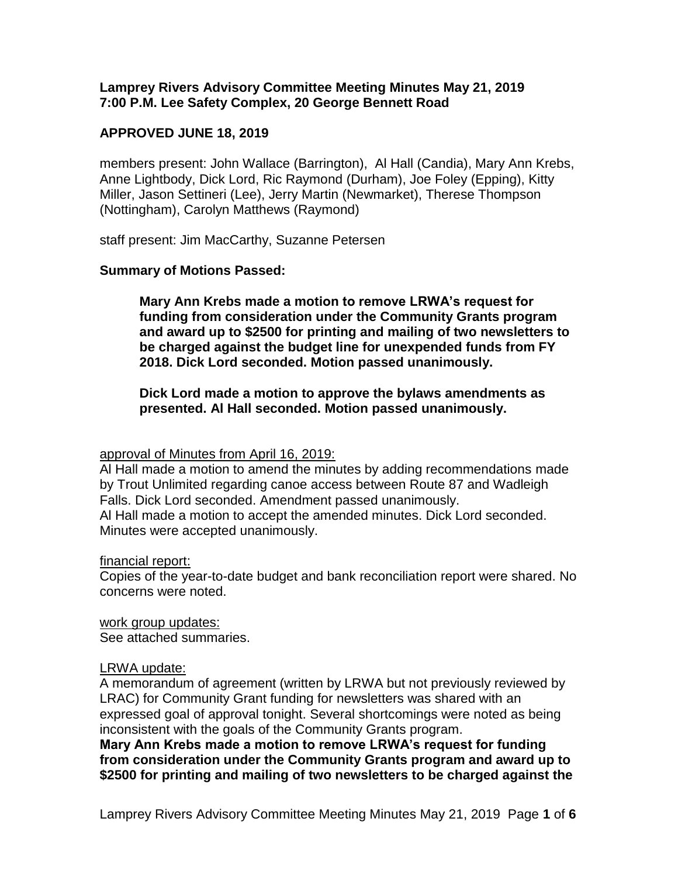**Lamprey Rivers Advisory Committee Meeting Minutes May 21, 2019**
**7:00 P.M. Lee Safety Complex, 20 George Bennett Road**

**APPROVED JUNE 18, 2019**

members present: John Wallace (Barrington), Al Hall (Candia), Mary Ann Krebs, Anne Lightbody, Dick Lord, Ric Raymond (Durham), Joe Foley (Epping), Kitty Miller, Jason Settineri (Lee), Jerry Martin (Newmarket), Therese Thompson (Nottingham), Carolyn Matthews (Raymond)

staff present: Jim MacCarthy, Suzanne Petersen

**Summary of Motions Passed:**

> **Mary Ann Krebs made a motion to remove LRWA's request for funding from consideration under the Community Grants program and award up to \$2500 for printing and mailing of two newsletters to be charged against the budget line for unexpended funds from FY 2018. Dick Lord seconded. Motion passed unanimously.**
>
> **Dick Lord made a motion to approve the bylaws amendments as presented. Al Hall seconded. Motion passed unanimously.**

<u>approval of Minutes from April 16, 2019:</u>

Al Hall made a motion to amend the minutes by adding recommendations made by Trout Unlimited regarding canoe access between Route 87 and Wadleigh Falls. Dick Lord seconded. Amendment passed unanimously.

Al Hall made a motion to accept the amended minutes. Dick Lord seconded. Minutes were accepted unanimously.

<u>financial report:</u>

Copies of the year-to-date budget and bank reconciliation report were shared. No concerns were noted.

<u>work group updates:</u>

See attached summaries.

<u>LRWA update:</u>

A memorandum of agreement (written by LRWA but not previously reviewed by LRAC) for Community Grant funding for newsletters was shared with an expressed goal of approval tonight. Several shortcomings were noted as being inconsistent with the goals of the Community Grants program.

**Mary Ann Krebs made a motion to remove LRWA's request for funding from consideration under the Community Grants program and award up to \$2500 for printing and mailing of two newsletters to be charged against the**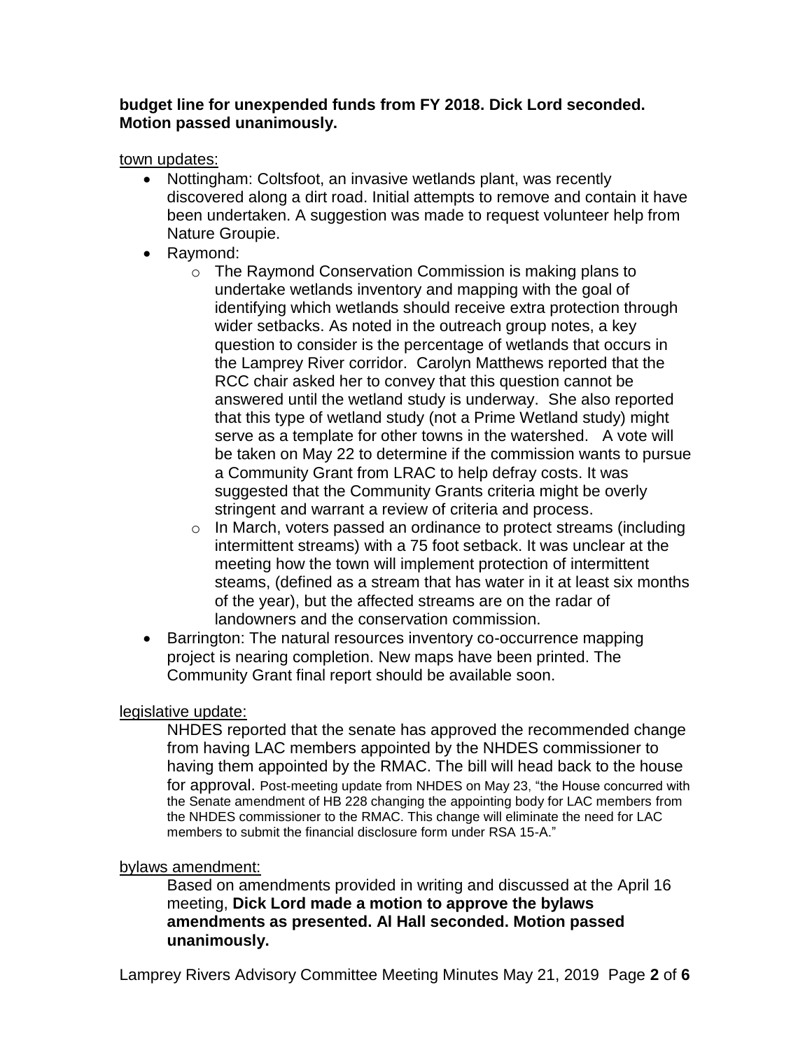**budget line for unexpended funds from FY 2018. Dick Lord seconded. Motion passed unanimously.**

town updates:

- Nottingham: Coltsfoot, an invasive wetlands plant, was recently discovered along a dirt road. Initial attempts to remove and contain it have been undertaken. A suggestion was made to request volunteer help from Nature Groupie.
- Raymond:
  - The Raymond Conservation Commission is making plans to undertake wetlands inventory and mapping with the goal of identifying which wetlands should receive extra protection through wider setbacks. As noted in the outreach group notes, a key question to consider is the percentage of wetlands that occurs in the Lamprey River corridor. Carolyn Matthews reported that the RCC chair asked her to convey that this question cannot be answered until the wetland study is underway. She also reported that this type of wetland study (not a Prime Wetland study) might serve as a template for other towns in the watershed. A vote will be taken on May 22 to determine if the commission wants to pursue a Community Grant from LRAC to help defray costs. It was suggested that the Community Grants criteria might be overly stringent and warrant a review of criteria and process.
  - In March, voters passed an ordinance to protect streams (including intermittent streams) with a 75 foot setback. It was unclear at the meeting how the town will implement protection of intermittent steams, (defined as a stream that has water in it at least six months of the year), but the affected streams are on the radar of landowners and the conservation commission.
- Barrington: The natural resources inventory co-occurrence mapping project is nearing completion. New maps have been printed. The Community Grant final report should be available soon.

legislative update:

NHDES reported that the senate has approved the recommended change from having LAC members appointed by the NHDES commissioner to having them appointed by the RMAC. The bill will head back to the house for approval. Post-meeting update from NHDES on May 23, "the House concurred with the Senate amendment of HB 228 changing the appointing body for LAC members from the NHDES commissioner to the RMAC. This change will eliminate the need for LAC members to submit the financial disclosure form under RSA 15-A."

bylaws amendment:

Based on amendments provided in writing and discussed at the April 16 meeting, **Dick Lord made a motion to approve the bylaws amendments as presented. Al Hall seconded. Motion passed unanimously.**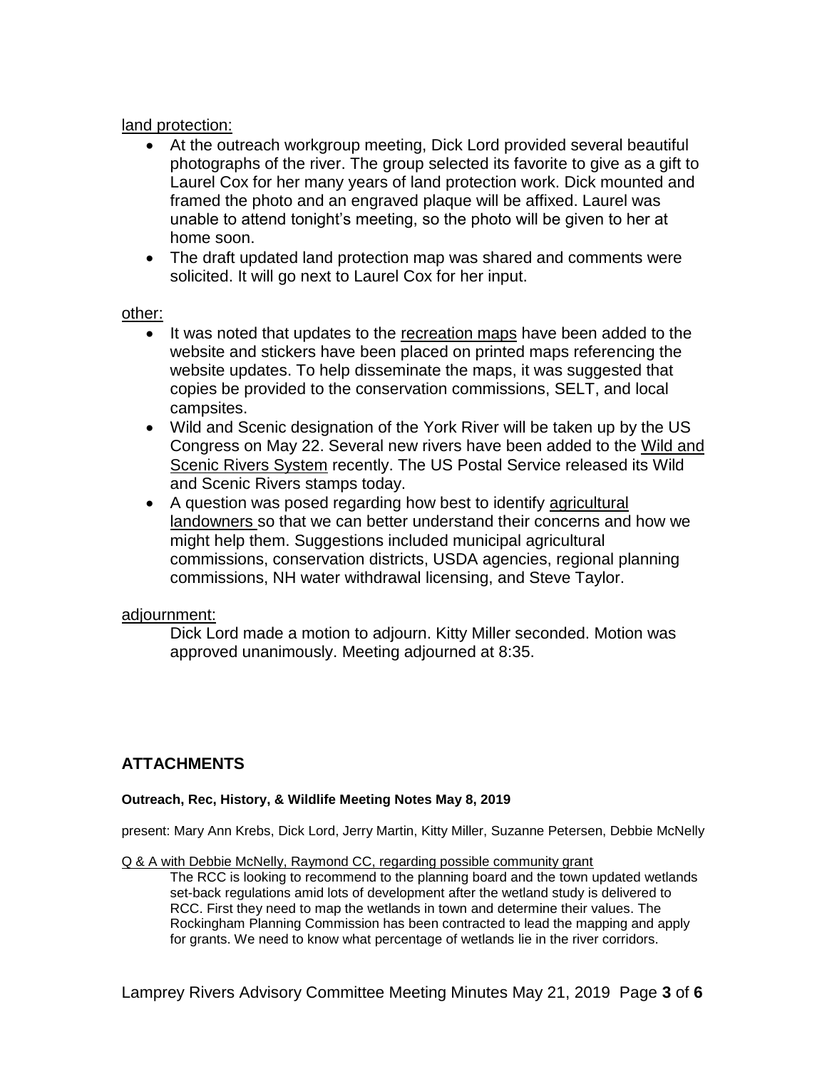land protection:

- At the outreach workgroup meeting, Dick Lord provided several beautiful photographs of the river. The group selected its favorite to give as a gift to Laurel Cox for her many years of land protection work. Dick mounted and framed the photo and an engraved plaque will be affixed. Laurel was unable to attend tonight's meeting, so the photo will be given to her at home soon.
- The draft updated land protection map was shared and comments were solicited. It will go next to Laurel Cox for her input.

other:

- It was noted that updates to the recreation maps have been added to the website and stickers have been placed on printed maps referencing the website updates. To help disseminate the maps, it was suggested that copies be provided to the conservation commissions, SELT, and local campsites.
- Wild and Scenic designation of the York River will be taken up by the US Congress on May 22. Several new rivers have been added to the Wild and Scenic Rivers System recently. The US Postal Service released its Wild and Scenic Rivers stamps today.
- A question was posed regarding how best to identify agricultural landowners so that we can better understand their concerns and how we might help them. Suggestions included municipal agricultural commissions, conservation districts, USDA agencies, regional planning commissions, NH water withdrawal licensing, and Steve Taylor.

adjournment:

Dick Lord made a motion to adjourn. Kitty Miller seconded. Motion was approved unanimously. Meeting adjourned at 8:35.

## ATTACHMENTS

**Outreach, Rec, History, & Wildlife Meeting Notes May 8, 2019**

present: Mary Ann Krebs, Dick Lord, Jerry Martin, Kitty Miller, Suzanne Petersen, Debbie McNelly

Q & A with Debbie McNelly, Raymond CC, regarding possible community grant

The RCC is looking to recommend to the planning board and the town updated wetlands set-back regulations amid lots of development after the wetland study is delivered to RCC. First they need to map the wetlands in town and determine their values. The Rockingham Planning Commission has been contracted to lead the mapping and apply for grants. We need to know what percentage of wetlands lie in the river corridors.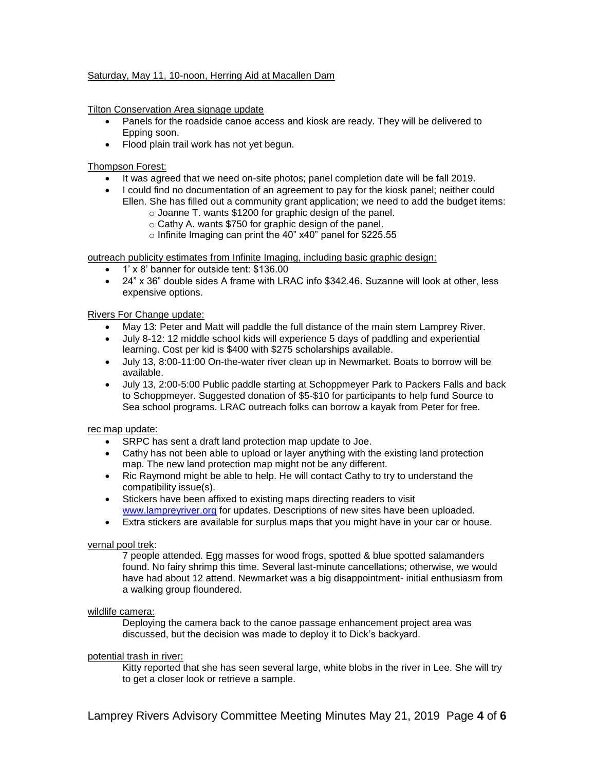Saturday, May 11, 10-noon, Herring Aid at Macallen Dam

Tilton Conservation Area signage update

- Panels for the roadside canoe access and kiosk are ready. They will be delivered to Epping soon.
- Flood plain trail work has not yet begun.

Thompson Forest:

- It was agreed that we need on-site photos; panel completion date will be fall 2019.
- I could find no documentation of an agreement to pay for the kiosk panel; neither could Ellen. She has filled out a community grant application; we need to add the budget items:
  - Joanne T. wants $1200 for graphic design of the panel.
  - Cathy A. wants $750 for graphic design of the panel.
  - Infinite Imaging can print the 40" x40" panel for $225.55

outreach publicity estimates from Infinite Imaging, including basic graphic design:

- 1' x 8' banner for outside tent: $136.00
- 24" x 36" double sides A frame with LRAC info $342.46. Suzanne will look at other, less expensive options.

Rivers For Change update:

- May 13: Peter and Matt will paddle the full distance of the main stem Lamprey River.
- July 8-12: 12 middle school kids will experience 5 days of paddling and experiential learning. Cost per kid is $400 with $275 scholarships available.
- July 13, 8:00-11:00 On-the-water river clean up in Newmarket. Boats to borrow will be available.
- July 13, 2:00-5:00 Public paddle starting at Schoppmeyer Park to Packers Falls and back to Schoppmeyer. Suggested donation of $5-$10 for participants to help fund Source to Sea school programs. LRAC outreach folks can borrow a kayak from Peter for free.

rec map update:

- SRPC has sent a draft land protection map update to Joe.
- Cathy has not been able to upload or layer anything with the existing land protection map. The new land protection map might not be any different.
- Ric Raymond might be able to help. He will contact Cathy to try to understand the compatibility issue(s).
- Stickers have been affixed to existing maps directing readers to visit www.lampreyriver.org for updates. Descriptions of new sites have been uploaded.
- Extra stickers are available for surplus maps that you might have in your car or house.

vernal pool trek:

7 people attended. Egg masses for wood frogs, spotted & blue spotted salamanders found. No fairy shrimp this time. Several last-minute cancellations; otherwise, we would have had about 12 attend. Newmarket was a big disappointment- initial enthusiasm from a walking group floundered.

wildlife camera:

Deploying the camera back to the canoe passage enhancement project area was discussed, but the decision was made to deploy it to Dick's backyard.

potential trash in river:

Kitty reported that she has seen several large, white blobs in the river in Lee. She will try to get a closer look or retrieve a sample.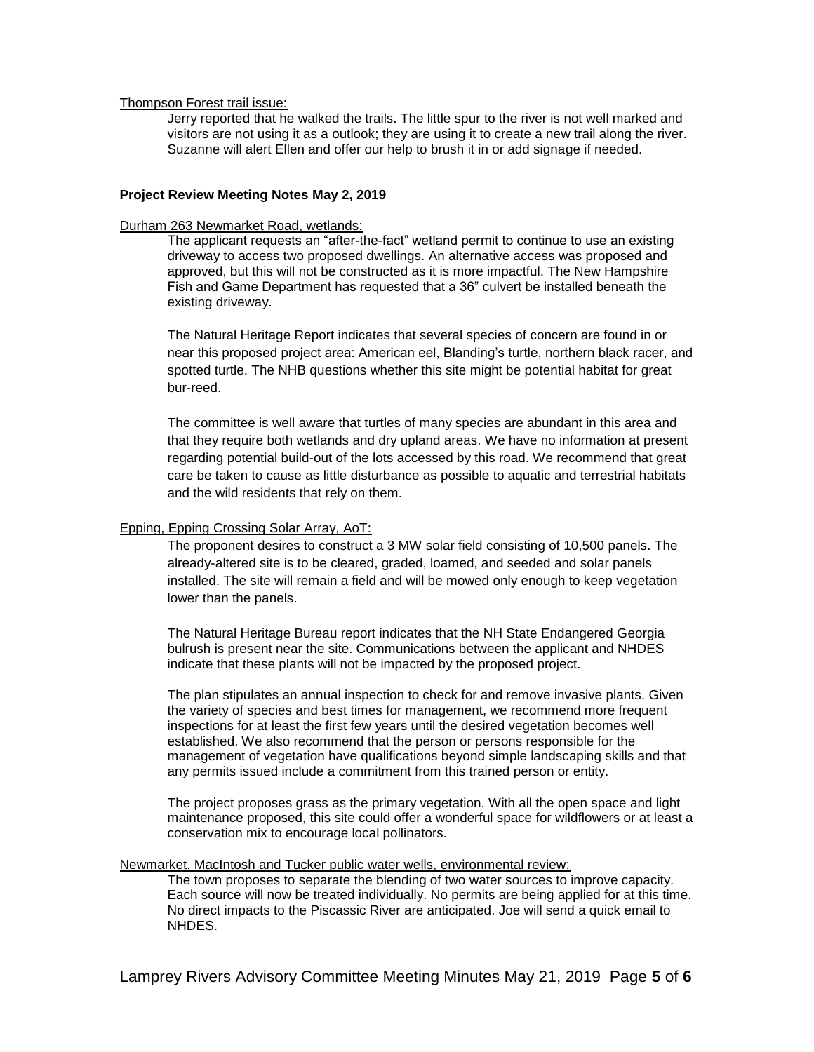Thompson Forest trail issue:

Jerry reported that he walked the trails. The little spur to the river is not well marked and visitors are not using it as a outlook; they are using it to create a new trail along the river. Suzanne will alert Ellen and offer our help to brush it in or add signage if needed.

**Project Review Meeting Notes May 2, 2019**

Durham 263 Newmarket Road, wetlands:

The applicant requests an "after-the-fact" wetland permit to continue to use an existing driveway to access two proposed dwellings. An alternative access was proposed and approved, but this will not be constructed as it is more impactful. The New Hampshire Fish and Game Department has requested that a 36" culvert be installed beneath the existing driveway.

The Natural Heritage Report indicates that several species of concern are found in or near this proposed project area: American eel, Blanding's turtle, northern black racer, and spotted turtle. The NHB questions whether this site might be potential habitat for great bur-reed.

The committee is well aware that turtles of many species are abundant in this area and that they require both wetlands and dry upland areas. We have no information at present regarding potential build-out of the lots accessed by this road. We recommend that great care be taken to cause as little disturbance as possible to aquatic and terrestrial habitats and the wild residents that rely on them.

Epping, Epping Crossing Solar Array, AoT:

The proponent desires to construct a 3 MW solar field consisting of 10,500 panels. The already-altered site is to be cleared, graded, loamed, and seeded and solar panels installed. The site will remain a field and will be mowed only enough to keep vegetation lower than the panels.

The Natural Heritage Bureau report indicates that the NH State Endangered Georgia bulrush is present near the site. Communications between the applicant and NHDES indicate that these plants will not be impacted by the proposed project.

The plan stipulates an annual inspection to check for and remove invasive plants. Given the variety of species and best times for management, we recommend more frequent inspections for at least the first few years until the desired vegetation becomes well established. We also recommend that the person or persons responsible for the management of vegetation have qualifications beyond simple landscaping skills and that any permits issued include a commitment from this trained person or entity.

The project proposes grass as the primary vegetation. With all the open space and light maintenance proposed, this site could offer a wonderful space for wildflowers or at least a conservation mix to encourage local pollinators.

Newmarket, MacIntosh and Tucker public water wells, environmental review:

The town proposes to separate the blending of two water sources to improve capacity. Each source will now be treated individually. No permits are being applied for at this time. No direct impacts to the Piscassic River are anticipated. Joe will send a quick email to NHDES.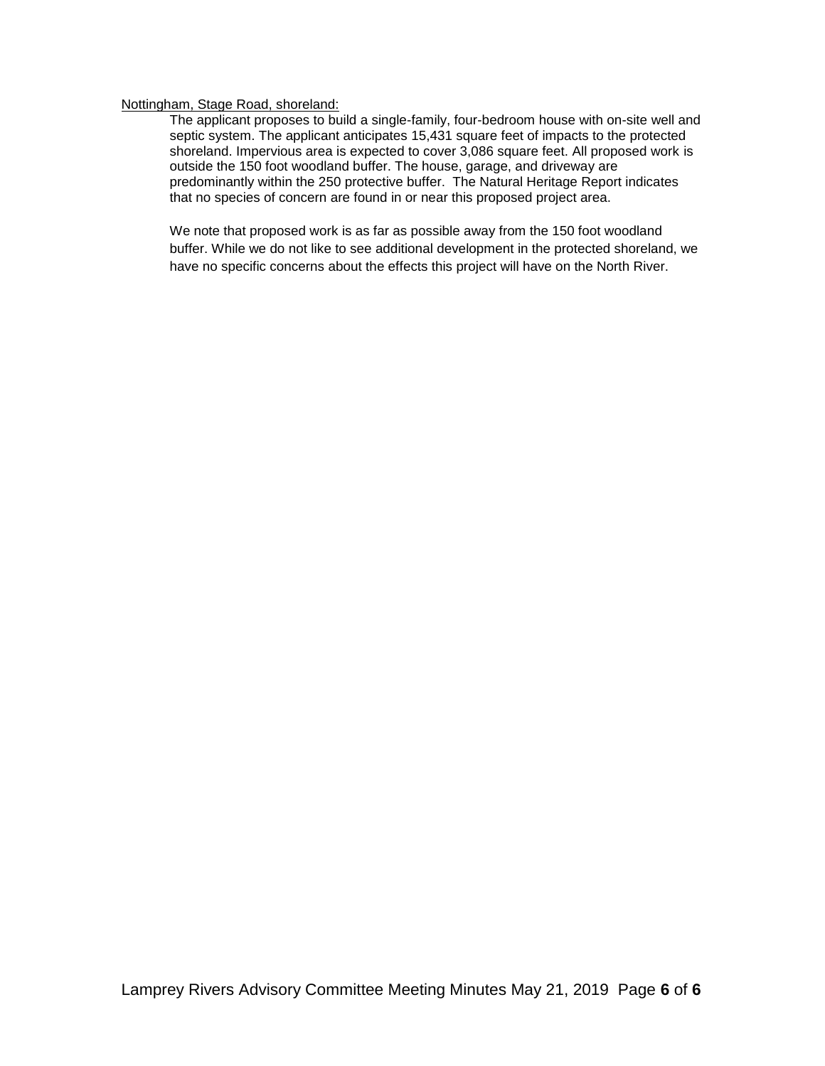<u>Nottingham, Stage Road, shoreland:</u>

The applicant proposes to build a single-family, four-bedroom house with on-site well and septic system. The applicant anticipates 15,431 square feet of impacts to the protected shoreland. Impervious area is expected to cover 3,086 square feet. All proposed work is outside the 150 foot woodland buffer. The house, garage, and driveway are predominantly within the 250 protective buffer. The Natural Heritage Report indicates that no species of concern are found in or near this proposed project area.

We note that proposed work is as far as possible away from the 150 foot woodland buffer. While we do not like to see additional development in the protected shoreland, we have no specific concerns about the effects this project will have on the North River.